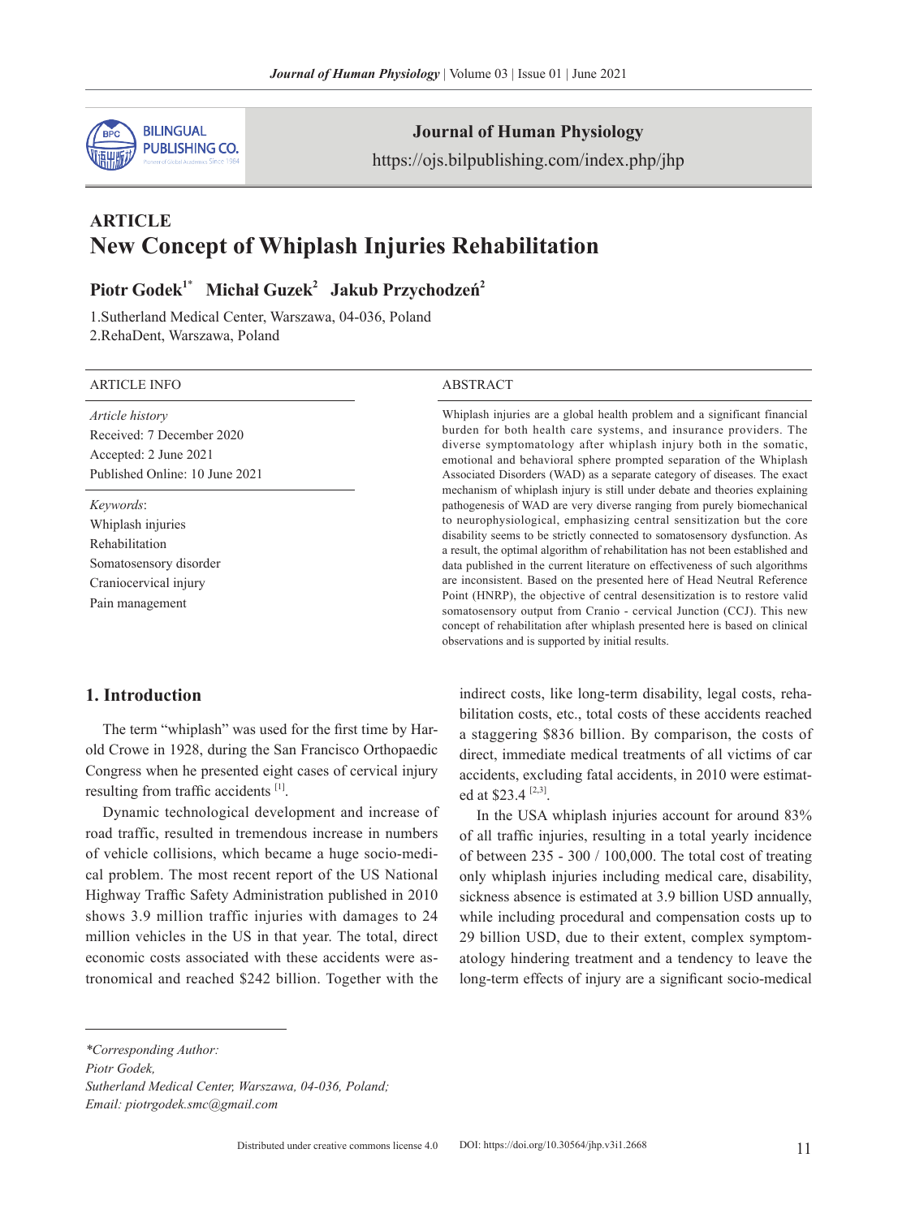## ARTICLE

# New Concept of Whiplash Injuries Rehabilitation

**Piotr Godek[1*] Michał Guzek[2] Jakub Przychodzeń[2]**

1.Sutherland Medical Center, Warszawa, 04-036, Poland

2.RehaDent, Warszawa, Poland

**ARTICLE INFO**

*Article history*

Received: 7 December 2020

Accepted: 2 June 2021

Published Online: 10 June 2021

*Keywords*:

Whiplash injuries

Rehabilitation

Somatosensory disorder

Craniocervical injury

Pain management

**ABSTRACT**

Whiplash injuries are a global health problem and a significant financial burden for both health care systems, and insurance providers. The diverse symptomatology after whiplash injury both in the somatic, emotional and behavioral sphere prompted separation of the Whiplash Associated Disorders (WAD) as a separate category of diseases. The exact mechanism of whiplash injury is still under debate and theories explaining pathogenesis of WAD are very diverse ranging from purely biomechanical to neurophysiological, emphasizing central sensitization but the core disability seems to be strictly connected to somatosensory dysfunction. As a result, the optimal algorithm of rehabilitation has not been established and data published in the current literature on effectiveness of such algorithms are inconsistent. Based on the presented here of Head Neutral Reference Point (HNRP), the objective of central desensitization is to restore valid somatosensory output from Cranio - cervical Junction (CCJ). This new concept of rehabilitation after whiplash presented here is based on clinical observations and is supported by initial results.

## 1. Introduction

The term "whiplash" was used for the first time by Harold Crowe in 1928, during the San Francisco Orthopaedic Congress when he presented eight cases of cervical injury resulting from traffic accidents [1].

Dynamic technological development and increase of road traffic, resulted in tremendous increase in numbers of vehicle collisions, which became a huge socio-medical problem. The most recent report of the US National Highway Traffic Safety Administration published in 2010 shows 3.9 million traffic injuries with damages to 24 million vehicles in the US in that year. The total, direct economic costs associated with these accidents were astronomical and reached $242 billion. Together with the indirect costs, like long-term disability, legal costs, rehabilitation costs, etc., total costs of these accidents reached a staggering $836 billion. By comparison, the costs of direct, immediate medical treatments of all victims of car accidents, excluding fatal accidents, in 2010 were estimated at $23.4 [2,3].

In the USA whiplash injuries account for around 83% of all traffic injuries, resulting in a total yearly incidence of between 235 - 300 / 100,000. The total cost of treating only whiplash injuries including medical care, disability, sickness absence is estimated at 3.9 billion USD annually, while including procedural and compensation costs up to 29 billion USD, due to their extent, complex symptomatology hindering treatment and a tendency to leave the long-term effects of injury are a significant socio-medical

---

*\*Corresponding Author:*

*Piotr Godek,*

*Sutherland Medical Center, Warszawa, 04-036, Poland;*

*Email: piotrgodek.smc@gmail.com*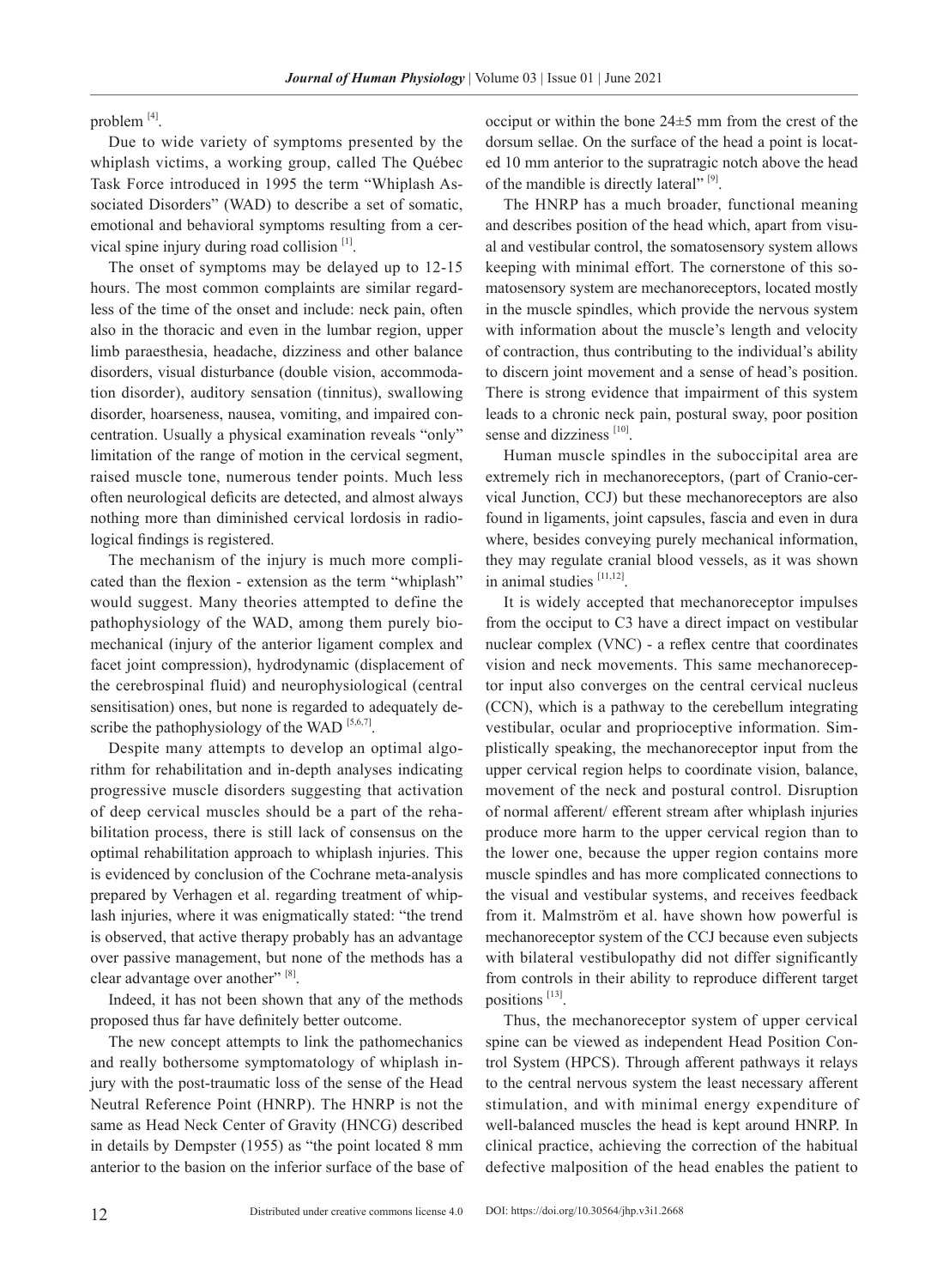problem [4].

Due to wide variety of symptoms presented by the whiplash victims, a working group, called The Québec Task Force introduced in 1995 the term "Whiplash Associated Disorders" (WAD) to describe a set of somatic, emotional and behavioral symptoms resulting from a cervical spine injury during road collision [1].

The onset of symptoms may be delayed up to 12-15 hours. The most common complaints are similar regardless of the time of the onset and include: neck pain, often also in the thoracic and even in the lumbar region, upper limb paraesthesia, headache, dizziness and other balance disorders, visual disturbance (double vision, accommodation disorder), auditory sensation (tinnitus), swallowing disorder, hoarseness, nausea, vomiting, and impaired concentration. Usually a physical examination reveals "only" limitation of the range of motion in the cervical segment, raised muscle tone, numerous tender points. Much less often neurological deficits are detected, and almost always nothing more than diminished cervical lordosis in radiological findings is registered.

The mechanism of the injury is much more complicated than the flexion - extension as the term "whiplash" would suggest. Many theories attempted to define the pathophysiology of the WAD, among them purely biomechanical (injury of the anterior ligament complex and facet joint compression), hydrodynamic (displacement of the cerebrospinal fluid) and neurophysiological (central sensitisation) ones, but none is regarded to adequately describe the pathophysiology of the WAD [5,6,7].

Despite many attempts to develop an optimal algorithm for rehabilitation and in-depth analyses indicating progressive muscle disorders suggesting that activation of deep cervical muscles should be a part of the rehabilitation process, there is still lack of consensus on the optimal rehabilitation approach to whiplash injuries. This is evidenced by conclusion of the Cochrane meta-analysis prepared by Verhagen et al. regarding treatment of whiplash injuries, where it was enigmatically stated: "the trend is observed, that active therapy probably has an advantage over passive management, but none of the methods has a clear advantage over another" [8].

Indeed, it has not been shown that any of the methods proposed thus far have definitely better outcome.

The new concept attempts to link the pathomechanics and really bothersome symptomatology of whiplash injury with the post-traumatic loss of the sense of the Head Neutral Reference Point (HNRP). The HNRP is not the same as Head Neck Center of Gravity (HNCG) described in details by Dempster (1955) as "the point located 8 mm anterior to the basion on the inferior surface of the base of occiput or within the bone 24±5 mm from the crest of the dorsum sellae. On the surface of the head a point is located 10 mm anterior to the supratragic notch above the head of the mandible is directly lateral" [9].

The HNRP has a much broader, functional meaning and describes position of the head which, apart from visual and vestibular control, the somatosensory system allows keeping with minimal effort. The cornerstone of this somatosensory system are mechanoreceptors, located mostly in the muscle spindles, which provide the nervous system with information about the muscle's length and velocity of contraction, thus contributing to the individual's ability to discern joint movement and a sense of head's position. There is strong evidence that impairment of this system leads to a chronic neck pain, postural sway, poor position sense and dizziness [10].

Human muscle spindles in the suboccipital area are extremely rich in mechanoreceptors, (part of Cranio-cervical Junction, CCJ) but these mechanoreceptors are also found in ligaments, joint capsules, fascia and even in dura where, besides conveying purely mechanical information, they may regulate cranial blood vessels, as it was shown in animal studies [11,12].

It is widely accepted that mechanoreceptor impulses from the occiput to C3 have a direct impact on vestibular nuclear complex (VNC) - a reflex centre that coordinates vision and neck movements. This same mechanoreceptor input also converges on the central cervical nucleus (CCN), which is a pathway to the cerebellum integrating vestibular, ocular and proprioceptive information. Simplistically speaking, the mechanoreceptor input from the upper cervical region helps to coordinate vision, balance, movement of the neck and postural control. Disruption of normal afferent/ efferent stream after whiplash injuries produce more harm to the upper cervical region than to the lower one, because the upper region contains more muscle spindles and has more complicated connections to the visual and vestibular systems, and receives feedback from it. Malmström et al. have shown how powerful is mechanoreceptor system of the CCJ because even subjects with bilateral vestibulopathy did not differ significantly from controls in their ability to reproduce different target positions [13].

Thus, the mechanoreceptor system of upper cervical spine can be viewed as independent Head Position Control System (HPCS). Through afferent pathways it relays to the central nervous system the least necessary afferent stimulation, and with minimal energy expenditure of well-balanced muscles the head is kept around HNRP. In clinical practice, achieving the correction of the habitual defective malposition of the head enables the patient to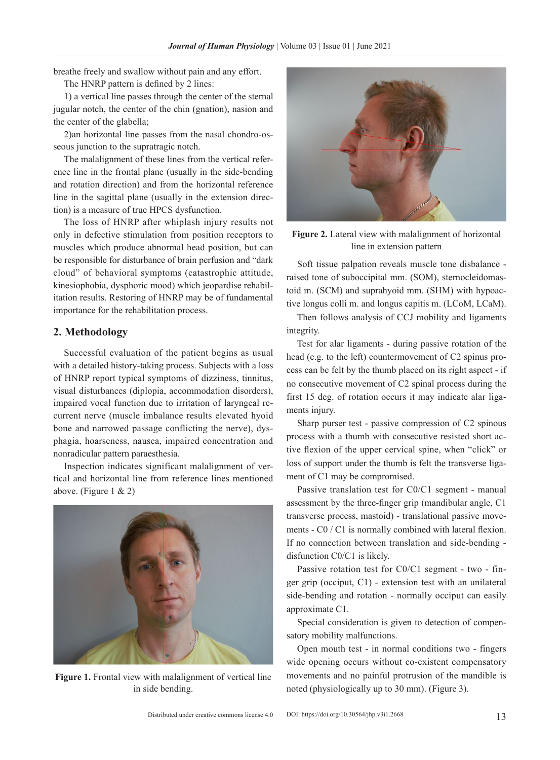breathe freely and swallow without pain and any effort.

The HNRP pattern is defined by 2 lines:

1) a vertical line passes through the center of the sternal jugular notch, the center of the chin (gnation), nasion and the center of the glabella;

2)an horizontal line passes from the nasal chondro-osseous junction to the supratragic notch.

The malalignment of these lines from the vertical reference line in the frontal plane (usually in the side-bending and rotation direction) and from the horizontal reference line in the sagittal plane (usually in the extension direction) is a measure of true HPCS dysfunction.

The loss of HNRP after whiplash injury results not only in defective stimulation from position receptors to muscles which produce abnormal head position, but can be responsible for disturbance of brain perfusion and "dark cloud" of behavioral symptoms (catastrophic attitude, kinesiophobia, dysphoric mood) which jeopardise rehabilitation results. Restoring of HNRP may be of fundamental importance for the rehabilitation process.

## 2. Methodology

Successful evaluation of the patient begins as usual with a detailed history-taking process. Subjects with a loss of HNRP report typical symptoms of dizziness, tinnitus, visual disturbances (diplopia, accommodation disorders), impaired vocal function due to irritation of laryngeal recurrent nerve (muscle imbalance results elevated hyoid bone and narrowed passage conflicting the nerve), dysphagia, hoarseness, nausea, impaired concentration and nonradicular pattern paraesthesia.

Inspection indicates significant malalignment of vertical and horizontal line from reference lines mentioned above. (Figure 1 & 2)

**Figure 1.** Frontal view with malalignment of vertical line in side bending.

**Figure 2.** Lateral view with malalignment of horizontal line in extension pattern

Soft tissue palpation reveals muscle tone disbalance - raised tone of suboccipital mm. (SOM), sternocleidomastoid m. (SCM) and suprahyoid mm. (SHM) with hypoactive longus colli m. and longus capitis m. (LCoM, LCaM).

Then follows analysis of CCJ mobility and ligaments integrity.

Test for alar ligaments - during passive rotation of the head (e.g. to the left) countermovement of C2 spinus process can be felt by the thumb placed on its right aspect - if no consecutive movement of C2 spinal process during the first 15 deg. of rotation occurs it may indicate alar ligaments injury.

Sharp purser test - passive compression of C2 spinous process with a thumb with consecutive resisted short active flexion of the upper cervical spine, when "click" or loss of support under the thumb is felt the transverse ligament of C1 may be compromised.

Passive translation test for C0/C1 segment - manual assessment by the three-finger grip (mandibular angle, C1 transverse process, mastoid) - translational passive movements - C0 / C1 is normally combined with lateral flexion. If no connection between translation and side-bending - disfunction C0/C1 is likely.

Passive rotation test for C0/C1 segment - two - finger grip (occiput, C1) - extension test with an unilateral side-bending and rotation - normally occiput can easily approximate C1.

Special consideration is given to detection of compensatory mobility malfunctions.

Open mouth test - in normal conditions two - fingers wide opening occurs without co-existent compensatory movements and no painful protrusion of the mandible is noted (physiologically up to 30 mm). (Figure 3).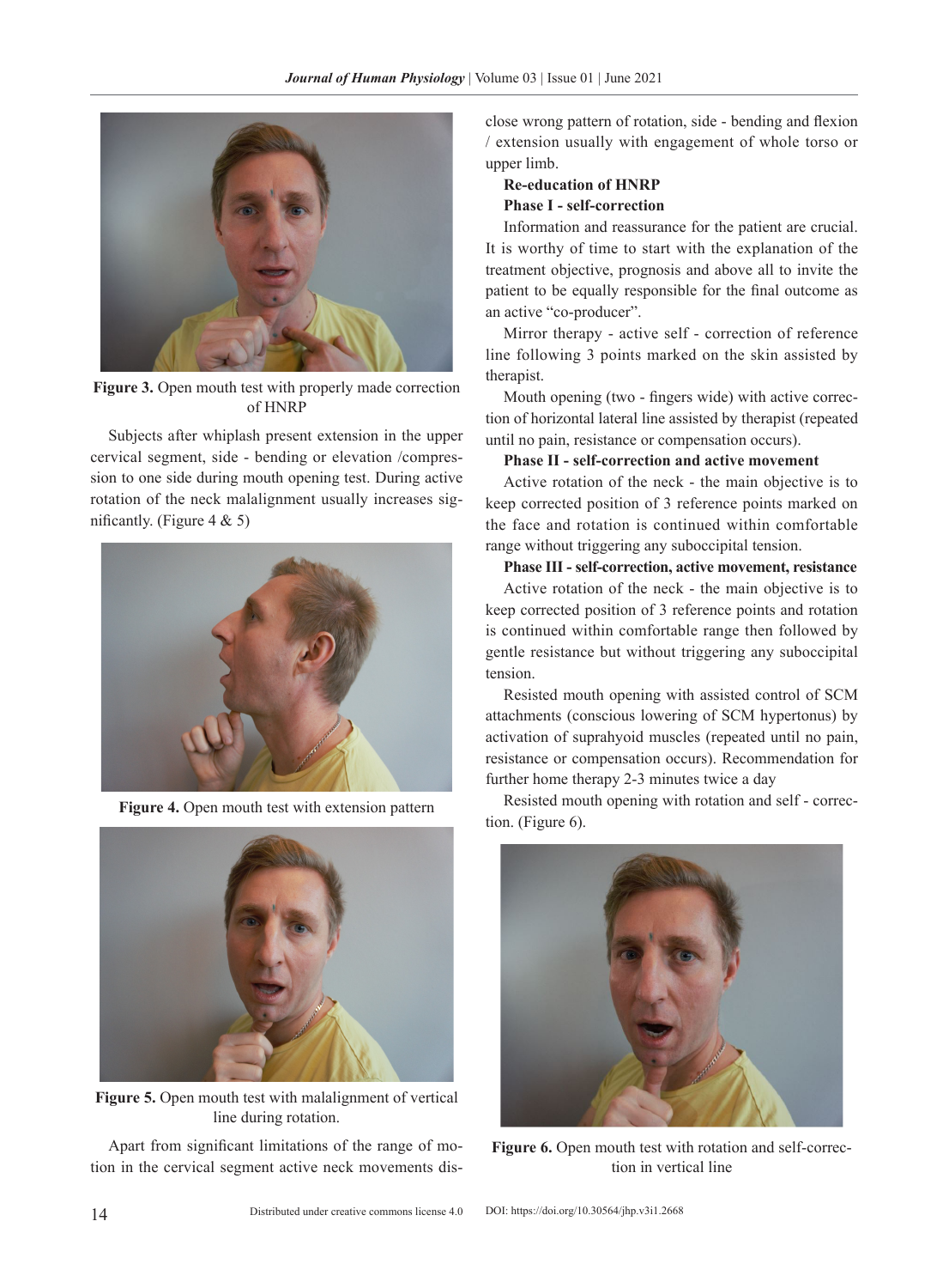Figure 3. Open mouth test with properly made correction of HNRP

Subjects after whiplash present extension in the upper cervical segment, side - bending or elevation /compression to one side during mouth opening test. During active rotation of the neck malalignment usually increases significantly. (Figure 4 & 5)

Figure 4. Open mouth test with extension pattern

Figure 5. Open mouth test with malalignment of vertical line during rotation.

Apart from significant limitations of the range of motion in the cervical segment active neck movements disclose wrong pattern of rotation, side - bending and flexion / extension usually with engagement of whole torso or upper limb.

**Re-education of HNRP**

**Phase I - self-correction**

Information and reassurance for the patient are crucial. It is worthy of time to start with the explanation of the treatment objective, prognosis and above all to invite the patient to be equally responsible for the final outcome as an active "co-producer".

Mirror therapy - active self - correction of reference line following 3 points marked on the skin assisted by therapist.

Mouth opening (two - fingers wide) with active correction of horizontal lateral line assisted by therapist (repeated until no pain, resistance or compensation occurs).

**Phase II - self-correction and active movement**

Active rotation of the neck - the main objective is to keep corrected position of 3 reference points marked on the face and rotation is continued within comfortable range without triggering any suboccipital tension.

**Phase III - self-correction, active movement, resistance**

Active rotation of the neck - the main objective is to keep corrected position of 3 reference points and rotation is continued within comfortable range then followed by gentle resistance but without triggering any suboccipital tension.

Resisted mouth opening with assisted control of SCM attachments (conscious lowering of SCM hypertonus) by activation of suprahyoid muscles (repeated until no pain, resistance or compensation occurs). Recommendation for further home therapy 2-3 minutes twice a day

Resisted mouth opening with rotation and self - correction. (Figure 6).

Figure 6. Open mouth test with rotation and self-correction in vertical line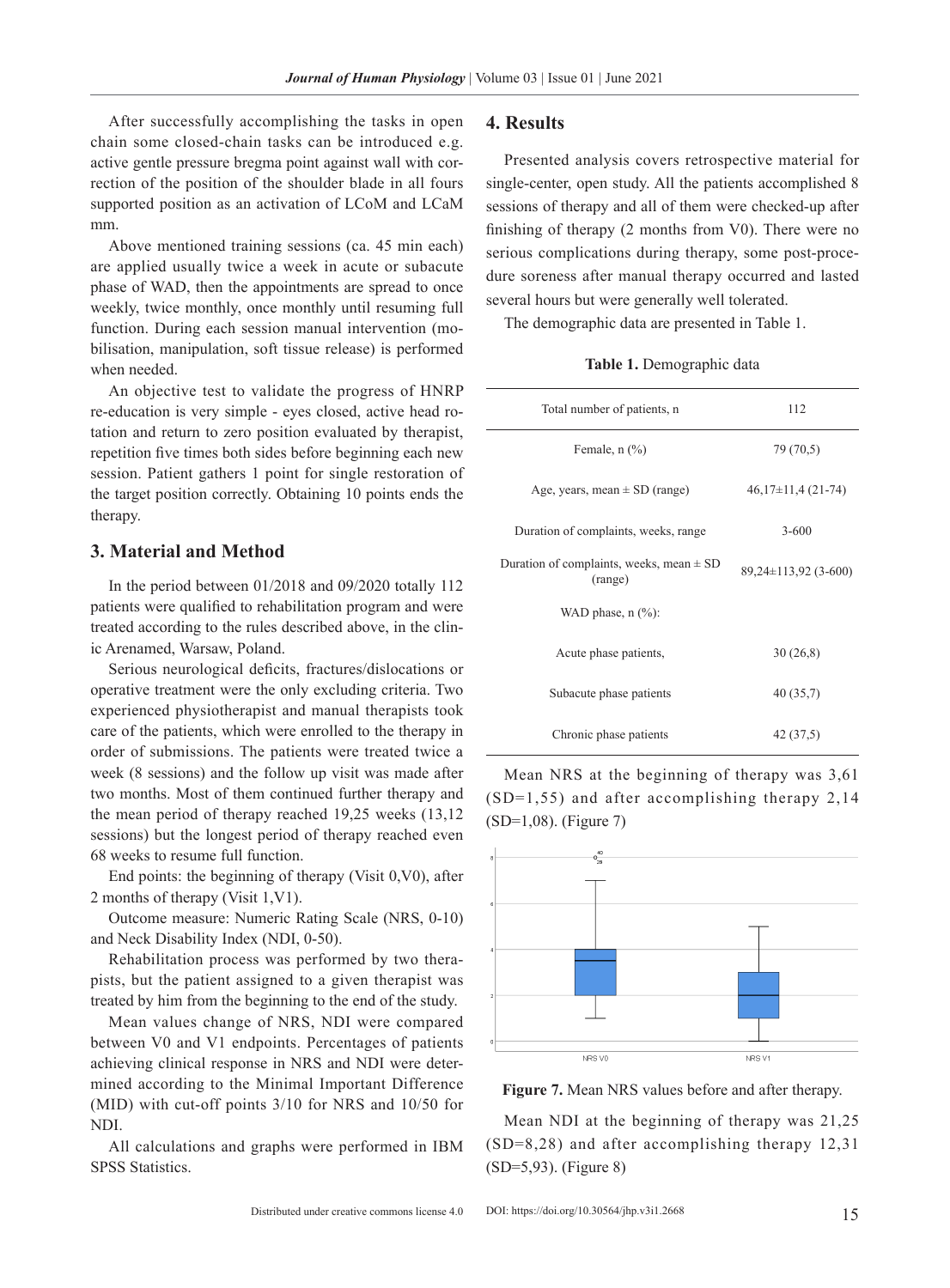After successfully accomplishing the tasks in open chain some closed-chain tasks can be introduced e.g. active gentle pressure bregma point against wall with correction of the position of the shoulder blade in all fours supported position as an activation of LCoM and LCaM mm.

Above mentioned training sessions (ca. 45 min each) are applied usually twice a week in acute or subacute phase of WAD, then the appointments are spread to once weekly, twice monthly, once monthly until resuming full function. During each session manual intervention (mobilisation, manipulation, soft tissue release) is performed when needed.

An objective test to validate the progress of HNRP re-education is very simple - eyes closed, active head rotation and return to zero position evaluated by therapist, repetition five times both sides before beginning each new session. Patient gathers 1 point for single restoration of the target position correctly. Obtaining 10 points ends the therapy.

## 3. Material and Method

In the period between 01/2018 and 09/2020 totally 112 patients were qualified to rehabilitation program and were treated according to the rules described above, in the clinic Arenamed, Warsaw, Poland.

Serious neurological deficits, fractures/dislocations or operative treatment were the only excluding criteria. Two experienced physiotherapist and manual therapists took care of the patients, which were enrolled to the therapy in order of submissions. The patients were treated twice a week (8 sessions) and the follow up visit was made after two months. Most of them continued further therapy and the mean period of therapy reached 19,25 weeks (13,12 sessions) but the longest period of therapy reached even 68 weeks to resume full function.

End points: the beginning of therapy (Visit 0,V0), after 2 months of therapy (Visit 1,V1).

Outcome measure: Numeric Rating Scale (NRS, 0-10) and Neck Disability Index (NDI, 0-50).

Rehabilitation process was performed by two therapists, but the patient assigned to a given therapist was treated by him from the beginning to the end of the study.

Mean values change of NRS, NDI were compared between V0 and V1 endpoints. Percentages of patients achieving clinical response in NRS and NDI were determined according to the Minimal Important Difference (MID) with cut-off points 3/10 for NRS and 10/50 for NDI.

All calculations and graphs were performed in IBM SPSS Statistics.

## 4. Results

Presented analysis covers retrospective material for single-center, open study. All the patients accomplished 8 sessions of therapy and all of them were checked-up after finishing of therapy (2 months from V0). There were no serious complications during therapy, some post-procedure soreness after manual therapy occurred and lasted several hours but were generally well tolerated.

The demographic data are presented in Table 1.

**Table 1.** Demographic data

| | |
|---|---|
| Total number of patients, n | 112 |
| Female, n (%) | 79 (70,5) |
| Age, years, mean ± SD (range) | 46,17±11,4 (21-74) |
| Duration of complaints, weeks, range | 3-600 |
| Duration of complaints, weeks, mean ± SD (range) | 89,24±113,92 (3-600) |
| WAD phase, n (%): | |
| Acute phase patients, | 30 (26,8) |
| Subacute phase patients | 40 (35,7) |
| Chronic phase patients | 42 (37,5) |

Mean NRS at the beginning of therapy was 3,61 (SD=1,55) and after accomplishing therapy 2,14 (SD=1,08). (Figure 7)

**Figure 7.** Mean NRS values before and after therapy.

Mean NDI at the beginning of therapy was 21,25 (SD=8,28) and after accomplishing therapy 12,31 (SD=5,93). (Figure 8)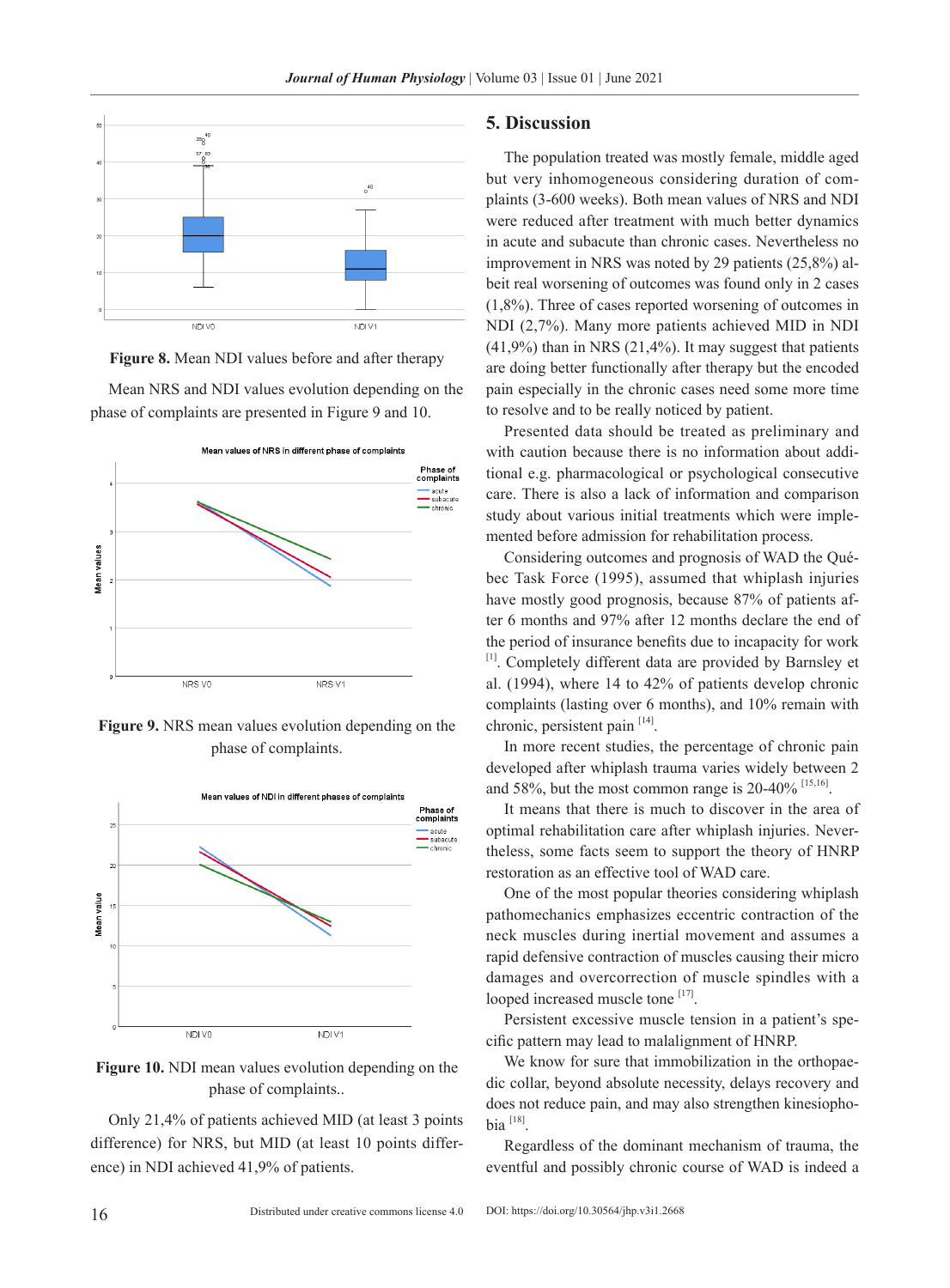**Figure 8.** Mean NDI values before and after therapy

Mean NRS and NDI values evolution depending on the phase of complaints are presented in Figure 9 and 10.

**Figure 9.** NRS mean values evolution depending on the phase of complaints.

**Figure 10.** NDI mean values evolution depending on the phase of complaints..

Only 21,4% of patients achieved MID (at least 3 points difference) for NRS, but MID (at least 10 points difference) in NDI achieved 41,9% of patients.

## 5. Discussion

The population treated was mostly female, middle aged but very inhomogeneous considering duration of complaints (3-600 weeks). Both mean values of NRS and NDI were reduced after treatment with much better dynamics in acute and subacute than chronic cases. Nevertheless no improvement in NRS was noted by 29 patients (25,8%) albeit real worsening of outcomes was found only in 2 cases (1,8%). Three of cases reported worsening of outcomes in NDI (2,7%). Many more patients achieved MID in NDI (41,9%) than in NRS (21,4%). It may suggest that patients are doing better functionally after therapy but the encoded pain especially in the chronic cases need some more time to resolve and to be really noticed by patient.

Presented data should be treated as preliminary and with caution because there is no information about additional e.g. pharmacological or psychological consecutive care. There is also a lack of information and comparison study about various initial treatments which were implemented before admission for rehabilitation process.

Considering outcomes and prognosis of WAD the Québec Task Force (1995), assumed that whiplash injuries have mostly good prognosis, because 87% of patients after 6 months and 97% after 12 months declare the end of the period of insurance benefits due to incapacity for work [1]. Completely different data are provided by Barnsley et al. (1994), where 14 to 42% of patients develop chronic complaints (lasting over 6 months), and 10% remain with chronic, persistent pain [14].

In more recent studies, the percentage of chronic pain developed after whiplash trauma varies widely between 2 and 58%, but the most common range is 20-40% [15,16].

It means that there is much to discover in the area of optimal rehabilitation care after whiplash injuries. Nevertheless, some facts seem to support the theory of HNRP restoration as an effective tool of WAD care.

One of the most popular theories considering whiplash pathomechanics emphasizes eccentric contraction of the neck muscles during inertial movement and assumes a rapid defensive contraction of muscles causing their micro damages and overcorrection of muscle spindles with a looped increased muscle tone [17].

Persistent excessive muscle tension in a patient's specific pattern may lead to malalignment of HNRP.

We know for sure that immobilization in the orthopaedic collar, beyond absolute necessity, delays recovery and does not reduce pain, and may also strengthen kinesiophobia [18].

Regardless of the dominant mechanism of trauma, the eventful and possibly chronic course of WAD is indeed a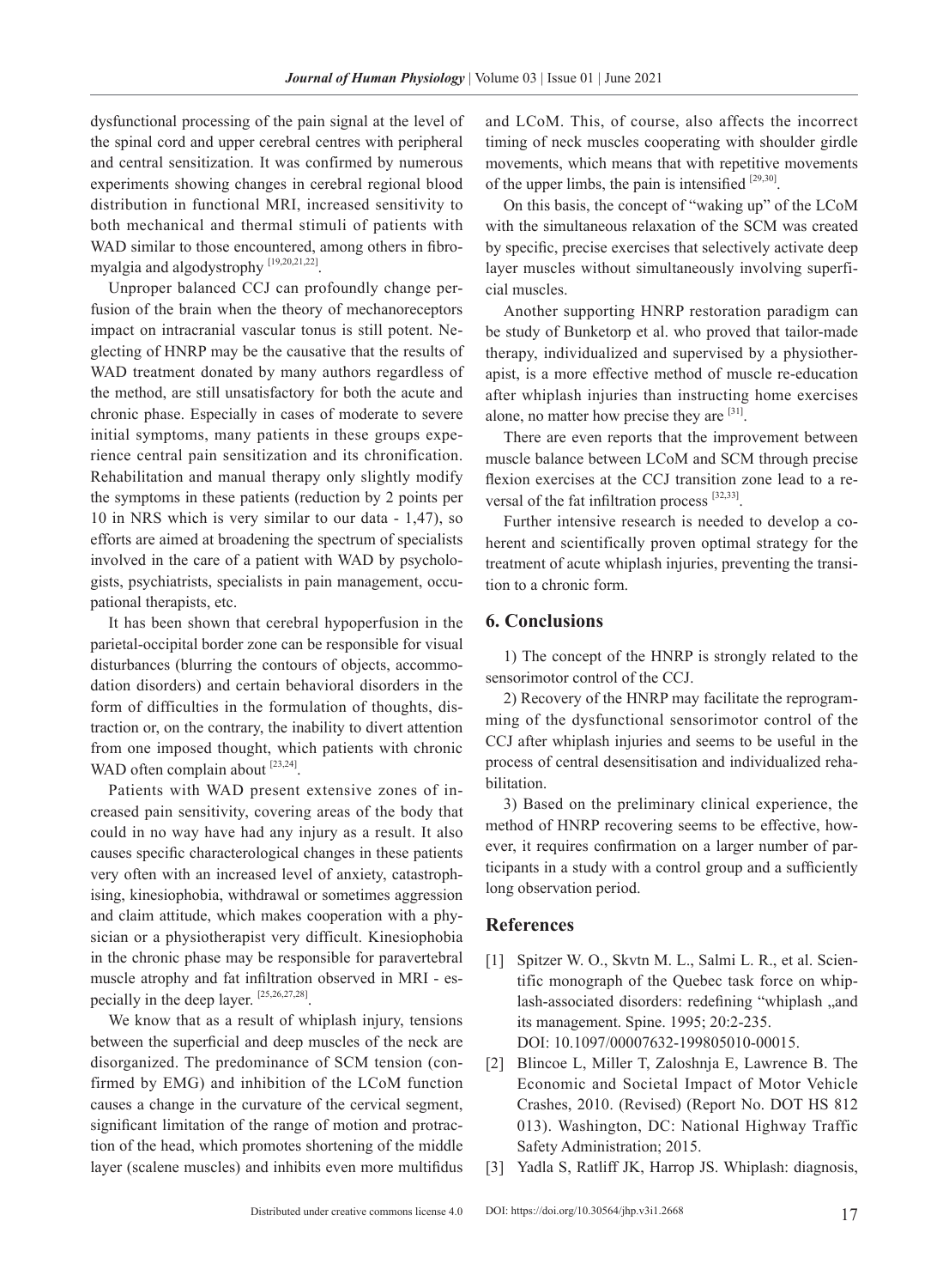dysfunctional processing of the pain signal at the level of the spinal cord and upper cerebral centres with peripheral and central sensitization. It was confirmed by numerous experiments showing changes in cerebral regional blood distribution in functional MRI, increased sensitivity to both mechanical and thermal stimuli of patients with WAD similar to those encountered, among others in fibromyalgia and algodystrophy [19,20,21,22].

Unproper balanced CCJ can profoundly change perfusion of the brain when the theory of mechanoreceptors impact on intracranial vascular tonus is still potent. Neglecting of HNRP may be the causative that the results of WAD treatment donated by many authors regardless of the method, are still unsatisfactory for both the acute and chronic phase. Especially in cases of moderate to severe initial symptoms, many patients in these groups experience central pain sensitization and its chronification. Rehabilitation and manual therapy only slightly modify the symptoms in these patients (reduction by 2 points per 10 in NRS which is very similar to our data - 1,47), so efforts are aimed at broadening the spectrum of specialists involved in the care of a patient with WAD by psychologists, psychiatrists, specialists in pain management, occupational therapists, etc.

It has been shown that cerebral hypoperfusion in the parietal-occipital border zone can be responsible for visual disturbances (blurring the contours of objects, accommodation disorders) and certain behavioral disorders in the form of difficulties in the formulation of thoughts, distraction or, on the contrary, the inability to divert attention from one imposed thought, which patients with chronic WAD often complain about [23,24].

Patients with WAD present extensive zones of increased pain sensitivity, covering areas of the body that could in no way have had any injury as a result. It also causes specific characterological changes in these patients very often with an increased level of anxiety, catastrophising, kinesiophobia, withdrawal or sometimes aggression and claim attitude, which makes cooperation with a physician or a physiotherapist very difficult. Kinesiophobia in the chronic phase may be responsible for paravertebral muscle atrophy and fat infiltration observed in MRI - especially in the deep layer. [25,26,27,28].

We know that as a result of whiplash injury, tensions between the superficial and deep muscles of the neck are disorganized. The predominance of SCM tension (confirmed by EMG) and inhibition of the LCoM function causes a change in the curvature of the cervical segment, significant limitation of the range of motion and protraction of the head, which promotes shortening of the middle layer (scalene muscles) and inhibits even more multifidus and LCoM. This, of course, also affects the incorrect timing of neck muscles cooperating with shoulder girdle movements, which means that with repetitive movements of the upper limbs, the pain is intensified [29,30].

On this basis, the concept of "waking up" of the LCoM with the simultaneous relaxation of the SCM was created by specific, precise exercises that selectively activate deep layer muscles without simultaneously involving superficial muscles.

Another supporting HNRP restoration paradigm can be study of Bunketorp et al. who proved that tailor-made therapy, individualized and supervised by a physiotherapist, is a more effective method of muscle re-education after whiplash injuries than instructing home exercises alone, no matter how precise they are [31].

There are even reports that the improvement between muscle balance between LCoM and SCM through precise flexion exercises at the CCJ transition zone lead to a reversal of the fat infiltration process [32,33].

Further intensive research is needed to develop a coherent and scientifically proven optimal strategy for the treatment of acute whiplash injuries, preventing the transition to a chronic form.

## 6. Conclusions

1) The concept of the HNRP is strongly related to the sensorimotor control of the CCJ.

2) Recovery of the HNRP may facilitate the reprogramming of the dysfunctional sensorimotor control of the CCJ after whiplash injuries and seems to be useful in the process of central desensitisation and individualized rehabilitation.

3) Based on the preliminary clinical experience, the method of HNRP recovering seems to be effective, however, it requires confirmation on a larger number of participants in a study with a control group and a sufficiently long observation period.

## References

[1] Spitzer W. O., Skvtn M. L., Salmi L. R., et al. Scientific monograph of the Quebec task force on whiplash-associated disorders: redefining "whiplash „and its management. Spine. 1995; 20:2-235. DOI: 10.1097/00007632-199805010-00015.

[2] Blincoe L, Miller T, Zaloshnja E, Lawrence B. The Economic and Societal Impact of Motor Vehicle Crashes, 2010. (Revised) (Report No. DOT HS 812 013). Washington, DC: National Highway Traffic Safety Administration; 2015.

[3] Yadla S, Ratliff JK, Harrop JS. Whiplash: diagnosis,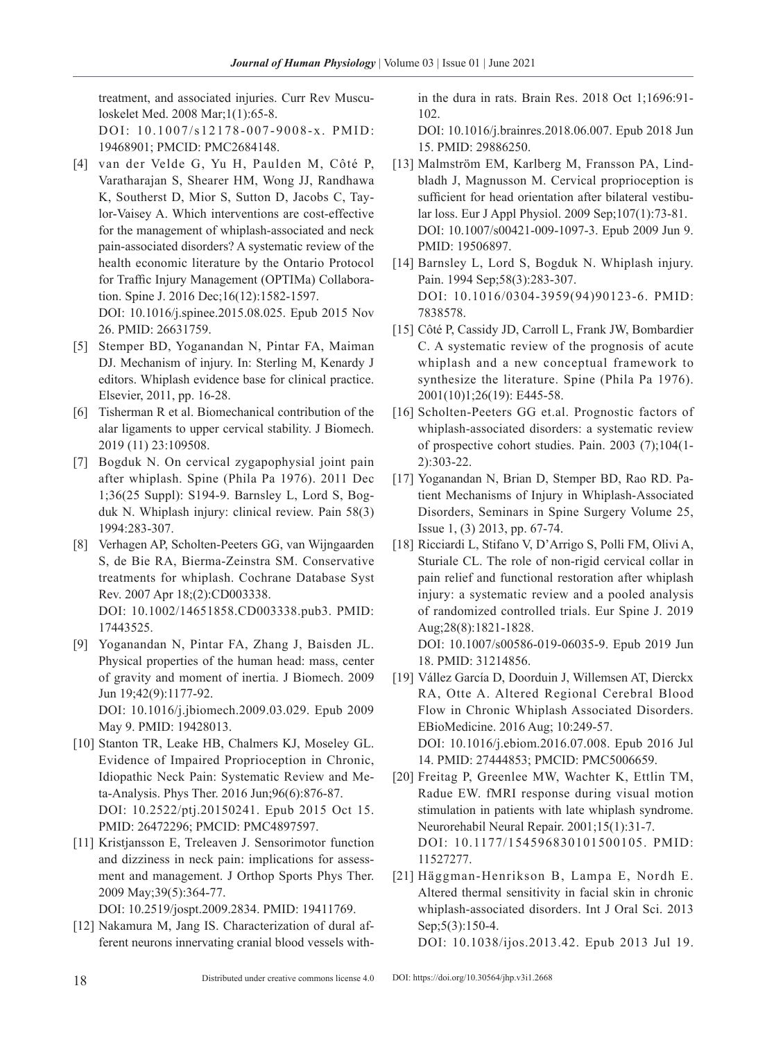treatment, and associated injuries. Curr Rev Musculoskelet Med. 2008 Mar;1(1):65-8.
DOI: 10.1007/s12178-007-9008-x. PMID: 19468901; PMCID: PMC2684148.

[4] van der Velde G, Yu H, Paulden M, Côté P, Varatharajan S, Shearer HM, Wong JJ, Randhawa K, Southerst D, Mior S, Sutton D, Jacobs C, Taylor-Vaisey A. Which interventions are cost-effective for the management of whiplash-associated and neck pain-associated disorders? A systematic review of the health economic literature by the Ontario Protocol for Traffic Injury Management (OPTIMa) Collaboration. Spine J. 2016 Dec;16(12):1582-1597.
DOI: 10.1016/j.spinee.2015.08.025. Epub 2015 Nov 26. PMID: 26631759.

[5] Stemper BD, Yoganandan N, Pintar FA, Maiman DJ. Mechanism of injury. In: Sterling M, Kenardy J editors. Whiplash evidence base for clinical practice. Elsevier, 2011, pp. 16-28.

[6] Tisherman R et al. Biomechanical contribution of the alar ligaments to upper cervical stability. J Biomech. 2019 (11) 23:109508.

[7] Bogduk N. On cervical zygapophysial joint pain after whiplash. Spine (Phila Pa 1976). 2011 Dec 1;36(25 Suppl): S194-9. Barnsley L, Lord S, Bogduk N. Whiplash injury: clinical review. Pain 58(3) 1994:283-307.

[8] Verhagen AP, Scholten-Peeters GG, van Wijngaarden S, de Bie RA, Bierma-Zeinstra SM. Conservative treatments for whiplash. Cochrane Database Syst Rev. 2007 Apr 18;(2):CD003338.
DOI: 10.1002/14651858.CD003338.pub3. PMID: 17443525.

[9] Yoganandan N, Pintar FA, Zhang J, Baisden JL. Physical properties of the human head: mass, center of gravity and moment of inertia. J Biomech. 2009 Jun 19;42(9):1177-92.
DOI: 10.1016/j.jbiomech.2009.03.029. Epub 2009 May 9. PMID: 19428013.

[10] Stanton TR, Leake HB, Chalmers KJ, Moseley GL. Evidence of Impaired Proprioception in Chronic, Idiopathic Neck Pain: Systematic Review and Meta-Analysis. Phys Ther. 2016 Jun;96(6):876-87.
DOI: 10.2522/ptj.20150241. Epub 2015 Oct 15. PMID: 26472296; PMCID: PMC4897597.

[11] Kristjansson E, Treleaven J. Sensorimotor function and dizziness in neck pain: implications for assessment and management. J Orthop Sports Phys Ther. 2009 May;39(5):364-77.
DOI: 10.2519/jospt.2009.2834. PMID: 19411769.

[12] Nakamura M, Jang IS. Characterization of dural afferent neurons innervating cranial blood vessels within the dura in rats. Brain Res. 2018 Oct 1;1696:91-102.
DOI: 10.1016/j.brainres.2018.06.007. Epub 2018 Jun 15. PMID: 29886250.

[13] Malmström EM, Karlberg M, Fransson PA, Lindbladh J, Magnusson M. Cervical proprioception is sufficient for head orientation after bilateral vestibular loss. Eur J Appl Physiol. 2009 Sep;107(1):73-81.
DOI: 10.1007/s00421-009-1097-3. Epub 2009 Jun 9. PMID: 19506897.

[14] Barnsley L, Lord S, Bogduk N. Whiplash injury. Pain. 1994 Sep;58(3):283-307.
DOI: 10.1016/0304-3959(94)90123-6. PMID: 7838578.

[15] Côté P, Cassidy JD, Carroll L, Frank JW, Bombardier C. A systematic review of the prognosis of acute whiplash and a new conceptual framework to synthesize the literature. Spine (Phila Pa 1976). 2001(10)1;26(19): E445-58.

[16] Scholten-Peeters GG et.al. Prognostic factors of whiplash-associated disorders: a systematic review of prospective cohort studies. Pain. 2003 (7);104(1-2):303-22.

[17] Yoganandan N, Brian D, Stemper BD, Rao RD. Patient Mechanisms of Injury in Whiplash-Associated Disorders, Seminars in Spine Surgery Volume 25, Issue 1, (3) 2013, pp. 67-74.

[18] Ricciardi L, Stifano V, D'Arrigo S, Polli FM, Olivi A, Sturiale CL. The role of non-rigid cervical collar in pain relief and functional restoration after whiplash injury: a systematic review and a pooled analysis of randomized controlled trials. Eur Spine J. 2019 Aug;28(8):1821-1828.
DOI: 10.1007/s00586-019-06035-9. Epub 2019 Jun 18. PMID: 31214856.

[19] Vállez García D, Doorduin J, Willemsen AT, Dierckx RA, Otte A. Altered Regional Cerebral Blood Flow in Chronic Whiplash Associated Disorders. EBioMedicine. 2016 Aug; 10:249-57.
DOI: 10.1016/j.ebiom.2016.07.008. Epub 2016 Jul 14. PMID: 27444853; PMCID: PMC5006659.

[20] Freitag P, Greenlee MW, Wachter K, Ettlin TM, Radue EW. fMRI response during visual motion stimulation in patients with late whiplash syndrome. Neurorehabil Neural Repair. 2001;15(1):31-7.
DOI: 10.1177/154596830101500105. PMID: 11527277.

[21] Häggman-Henrikson B, Lampa E, Nordh E. Altered thermal sensitivity in facial skin in chronic whiplash-associated disorders. Int J Oral Sci. 2013 Sep;5(3):150-4.
DOI: 10.1038/ijos.2013.42. Epub 2013 Jul 19.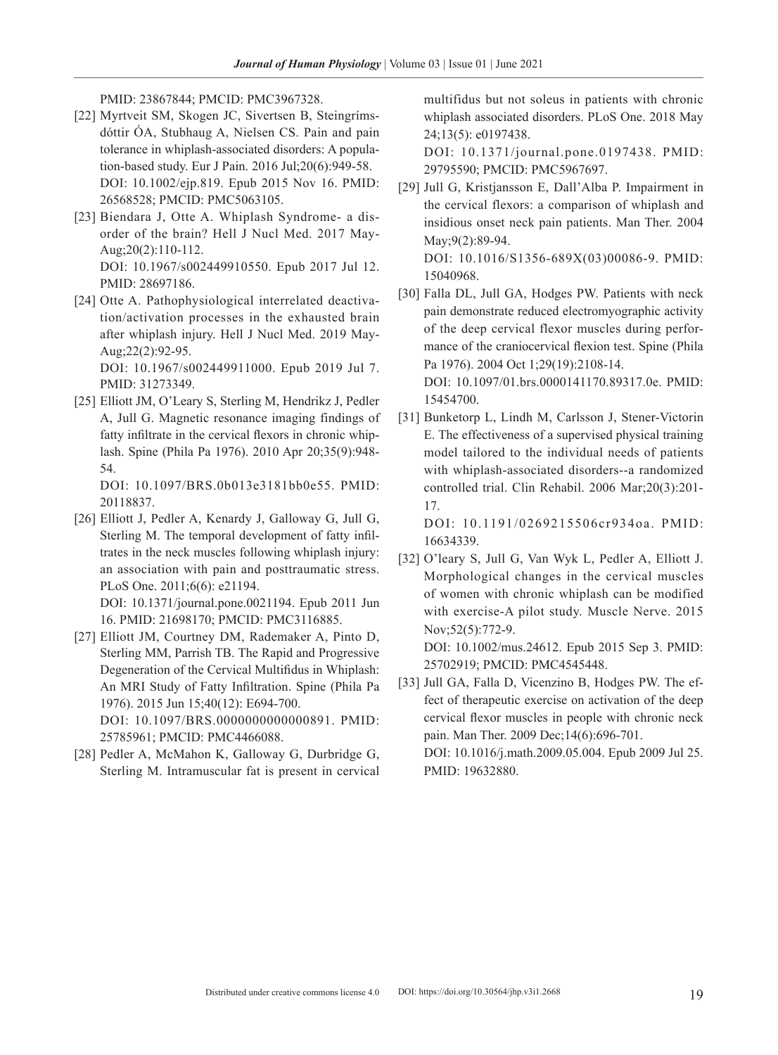PMID: 23867844; PMCID: PMC3967328.

[22] Myrtveit SM, Skogen JC, Sivertsen B, Steingrímsdóttir ÓA, Stubhaug A, Nielsen CS. Pain and pain tolerance in whiplash-associated disorders: A population-based study. Eur J Pain. 2016 Jul;20(6):949-58. DOI: 10.1002/ejp.819. Epub 2015 Nov 16. PMID: 26568528; PMCID: PMC5063105.

[23] Biendara J, Otte A. Whiplash Syndrome- a disorder of the brain? Hell J Nucl Med. 2017 May-Aug;20(2):110-112. DOI: 10.1967/s002449910550. Epub 2017 Jul 12. PMID: 28697186.

[24] Otte A. Pathophysiological interrelated deactivation/activation processes in the exhausted brain after whiplash injury. Hell J Nucl Med. 2019 May-Aug;22(2):92-95. DOI: 10.1967/s002449911000. Epub 2019 Jul 7. PMID: 31273349.

[25] Elliott JM, O'Leary S, Sterling M, Hendrikz J, Pedler A, Jull G. Magnetic resonance imaging findings of fatty infiltrate in the cervical flexors in chronic whiplash. Spine (Phila Pa 1976). 2010 Apr 20;35(9):948-54. DOI: 10.1097/BRS.0b013e3181bb0e55. PMID: 20118837.

[26] Elliott J, Pedler A, Kenardy J, Galloway G, Jull G, Sterling M. The temporal development of fatty infiltrates in the neck muscles following whiplash injury: an association with pain and posttraumatic stress. PLoS One. 2011;6(6): e21194. DOI: 10.1371/journal.pone.0021194. Epub 2011 Jun 16. PMID: 21698170; PMCID: PMC3116885.

[27] Elliott JM, Courtney DM, Rademaker A, Pinto D, Sterling MM, Parrish TB. The Rapid and Progressive Degeneration of the Cervical Multifidus in Whiplash: An MRI Study of Fatty Infiltration. Spine (Phila Pa 1976). 2015 Jun 15;40(12): E694-700. DOI: 10.1097/BRS.0000000000000891. PMID: 25785961; PMCID: PMC4466088.

[28] Pedler A, McMahon K, Galloway G, Durbridge G, Sterling M. Intramuscular fat is present in cervical multifidus but not soleus in patients with chronic whiplash associated disorders. PLoS One. 2018 May 24;13(5): e0197438. DOI: 10.1371/journal.pone.0197438. PMID: 29795590; PMCID: PMC5967697.

[29] Jull G, Kristjansson E, Dall'Alba P. Impairment in the cervical flexors: a comparison of whiplash and insidious onset neck pain patients. Man Ther. 2004 May;9(2):89-94. DOI: 10.1016/S1356-689X(03)00086-9. PMID: 15040968.

[30] Falla DL, Jull GA, Hodges PW. Patients with neck pain demonstrate reduced electromyographic activity of the deep cervical flexor muscles during performance of the craniocervical flexion test. Spine (Phila Pa 1976). 2004 Oct 1;29(19):2108-14. DOI: 10.1097/01.brs.0000141170.89317.0e. PMID: 15454700.

[31] Bunketorp L, Lindh M, Carlsson J, Stener-Victorin E. The effectiveness of a supervised physical training model tailored to the individual needs of patients with whiplash-associated disorders--a randomized controlled trial. Clin Rehabil. 2006 Mar;20(3):201-17. DOI: 10.1191/0269215506cr934oa. PMID: 16634339.

[32] O'leary S, Jull G, Van Wyk L, Pedler A, Elliott J. Morphological changes in the cervical muscles of women with chronic whiplash can be modified with exercise-A pilot study. Muscle Nerve. 2015 Nov;52(5):772-9. DOI: 10.1002/mus.24612. Epub 2015 Sep 3. PMID: 25702919; PMCID: PMC4545448.

[33] Jull GA, Falla D, Vicenzino B, Hodges PW. The effect of therapeutic exercise on activation of the deep cervical flexor muscles in people with chronic neck pain. Man Ther. 2009 Dec;14(6):696-701. DOI: 10.1016/j.math.2009.05.004. Epub 2009 Jul 25. PMID: 19632880.